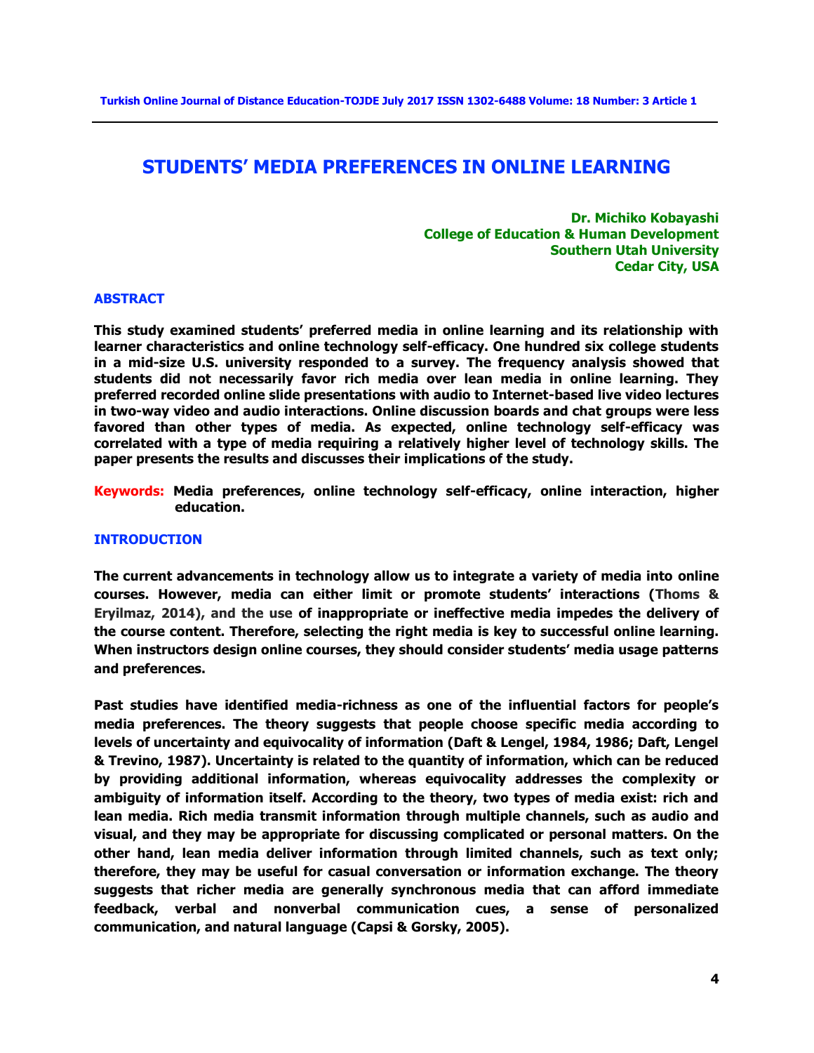# STUDENTS' MEDIA PREFERENCES IN ONLINE LEARNING

**Dr. Michiko Kobayashi**
**College of Education & Human Development**
**Southern Utah University**
**Cedar City, USA**

## ABSTRACT

**This study examined students' preferred media in online learning and its relationship with learner characteristics and online technology self-efficacy. One hundred six college students in a mid-size U.S. university responded to a survey. The frequency analysis showed that students did not necessarily favor rich media over lean media in online learning. They preferred recorded online slide presentations with audio to Internet-based live video lectures in two-way video and audio interactions. Online discussion boards and chat groups were less favored than other types of media. As expected, online technology self-efficacy was correlated with a type of media requiring a relatively higher level of technology skills. The paper presents the results and discusses their implications of the study.**

**Keywords:** **Media preferences, online technology self-efficacy, online interaction, higher education.**

## INTRODUCTION

**The current advancements in technology allow us to integrate a variety of media into online courses. However, media can either limit or promote students' interactions (Thoms & Eryilmaz, 2014), and the use of inappropriate or ineffective media impedes the delivery of the course content. Therefore, selecting the right media is key to successful online learning. When instructors design online courses, they should consider students' media usage patterns and preferences.**

**Past studies have identified media-richness as one of the influential factors for people's media preferences. The theory suggests that people choose specific media according to levels of uncertainty and equivocality of information (Daft & Lengel, 1984, 1986; Daft, Lengel & Trevino, 1987). Uncertainty is related to the quantity of information, which can be reduced by providing additional information, whereas equivocality addresses the complexity or ambiguity of information itself. According to the theory, two types of media exist: rich and lean media. Rich media transmit information through multiple channels, such as audio and visual, and they may be appropriate for discussing complicated or personal matters. On the other hand, lean media deliver information through limited channels, such as text only; therefore, they may be useful for casual conversation or information exchange. The theory suggests that richer media are generally synchronous media that can afford immediate feedback, verbal and nonverbal communication cues, a sense of personalized communication, and natural language (Capsi & Gorsky, 2005).**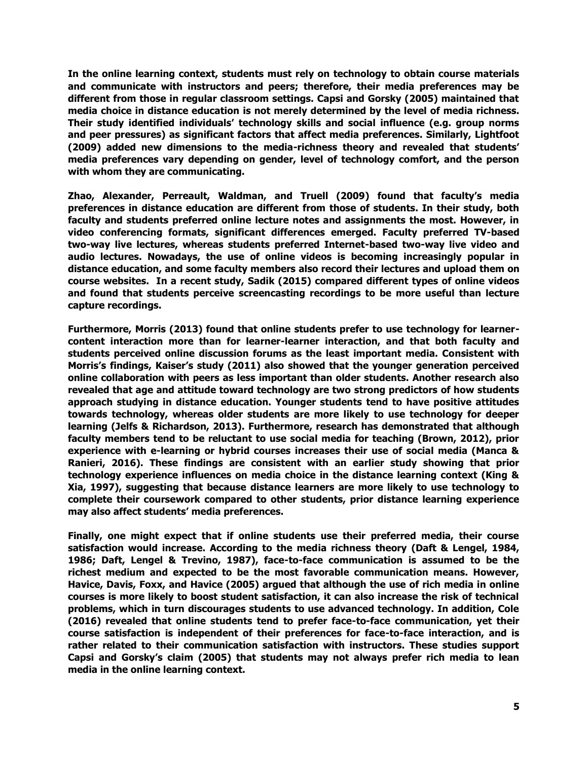In the online learning context, students must rely on technology to obtain course materials and communicate with instructors and peers; therefore, their media preferences may be different from those in regular classroom settings. Capsi and Gorsky (2005) maintained that media choice in distance education is not merely determined by the level of media richness. Their study identified individuals' technology skills and social influence (e.g. group norms and peer pressures) as significant factors that affect media preferences. Similarly, Lightfoot (2009) added new dimensions to the media-richness theory and revealed that students' media preferences vary depending on gender, level of technology comfort, and the person with whom they are communicating.

Zhao, Alexander, Perreault, Waldman, and Truell (2009) found that faculty's media preferences in distance education are different from those of students. In their study, both faculty and students preferred online lecture notes and assignments the most. However, in video conferencing formats, significant differences emerged. Faculty preferred TV-based two-way live lectures, whereas students preferred Internet-based two-way live video and audio lectures. Nowadays, the use of online videos is becoming increasingly popular in distance education, and some faculty members also record their lectures and upload them on course websites. In a recent study, Sadik (2015) compared different types of online videos and found that students perceive screencasting recordings to be more useful than lecture capture recordings.

Furthermore, Morris (2013) found that online students prefer to use technology for learner-content interaction more than for learner-learner interaction, and that both faculty and students perceived online discussion forums as the least important media. Consistent with Morris's findings, Kaiser's study (2011) also showed that the younger generation perceived online collaboration with peers as less important than older students. Another research also revealed that age and attitude toward technology are two strong predictors of how students approach studying in distance education. Younger students tend to have positive attitudes towards technology, whereas older students are more likely to use technology for deeper learning (Jelfs & Richardson, 2013). Furthermore, research has demonstrated that although faculty members tend to be reluctant to use social media for teaching (Brown, 2012), prior experience with e-learning or hybrid courses increases their use of social media (Manca & Ranieri, 2016). These findings are consistent with an earlier study showing that prior technology experience influences on media choice in the distance learning context (King & Xia, 1997), suggesting that because distance learners are more likely to use technology to complete their coursework compared to other students, prior distance learning experience may also affect students' media preferences.

Finally, one might expect that if online students use their preferred media, their course satisfaction would increase. According to the media richness theory (Daft & Lengel, 1984, 1986; Daft, Lengel & Trevino, 1987), face-to-face communication is assumed to be the richest medium and expected to be the most favorable communication means. However, Havice, Davis, Foxx, and Havice (2005) argued that although the use of rich media in online courses is more likely to boost student satisfaction, it can also increase the risk of technical problems, which in turn discourages students to use advanced technology. In addition, Cole (2016) revealed that online students tend to prefer face-to-face communication, yet their course satisfaction is independent of their preferences for face-to-face interaction, and is rather related to their communication satisfaction with instructors. These studies support Capsi and Gorsky's claim (2005) that students may not always prefer rich media to lean media in the online learning context.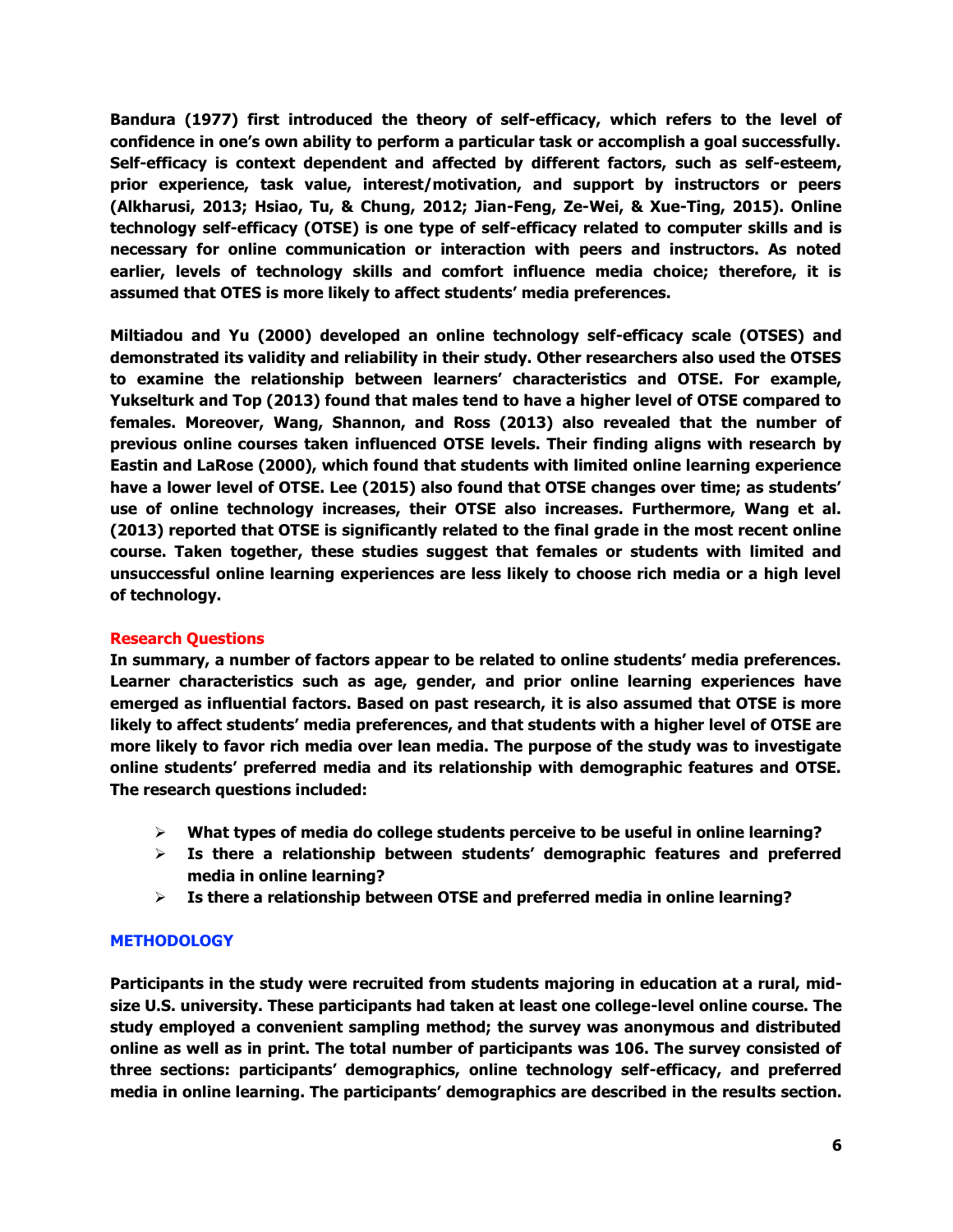Bandura (1977) first introduced the theory of self-efficacy, which refers to the level of confidence in one's own ability to perform a particular task or accomplish a goal successfully. Self-efficacy is context dependent and affected by different factors, such as self-esteem, prior experience, task value, interest/motivation, and support by instructors or peers (Alkharusi, 2013; Hsiao, Tu, & Chung, 2012; Jian-Feng, Ze-Wei, & Xue-Ting, 2015). Online technology self-efficacy (OTSE) is one type of self-efficacy related to computer skills and is necessary for online communication or interaction with peers and instructors. As noted earlier, levels of technology skills and comfort influence media choice; therefore, it is assumed that OTES is more likely to affect students' media preferences.

Miltiadou and Yu (2000) developed an online technology self-efficacy scale (OTSES) and demonstrated its validity and reliability in their study. Other researchers also used the OTSES to examine the relationship between learners' characteristics and OTSE. For example, Yukselturk and Top (2013) found that males tend to have a higher level of OTSE compared to females. Moreover, Wang, Shannon, and Ross (2013) also revealed that the number of previous online courses taken influenced OTSE levels. Their finding aligns with research by Eastin and LaRose (2000), which found that students with limited online learning experience have a lower level of OTSE. Lee (2015) also found that OTSE changes over time; as students' use of online technology increases, their OTSE also increases. Furthermore, Wang et al. (2013) reported that OTSE is significantly related to the final grade in the most recent online course. Taken together, these studies suggest that females or students with limited and unsuccessful online learning experiences are less likely to choose rich media or a high level of technology.

### Research Questions

In summary, a number of factors appear to be related to online students' media preferences. Learner characteristics such as age, gender, and prior online learning experiences have emerged as influential factors. Based on past research, it is also assumed that OTSE is more likely to affect students' media preferences, and that students with a higher level of OTSE are more likely to favor rich media over lean media. The purpose of the study was to investigate online students' preferred media and its relationship with demographic features and OTSE. The research questions included:

- What types of media do college students perceive to be useful in online learning?
- Is there a relationship between students' demographic features and preferred media in online learning?
- Is there a relationship between OTSE and preferred media in online learning?

## METHODOLOGY

Participants in the study were recruited from students majoring in education at a rural, mid-size U.S. university. These participants had taken at least one college-level online course. The study employed a convenient sampling method; the survey was anonymous and distributed online as well as in print. The total number of participants was 106. The survey consisted of three sections: participants' demographics, online technology self-efficacy, and preferred media in online learning. The participants' demographics are described in the results section.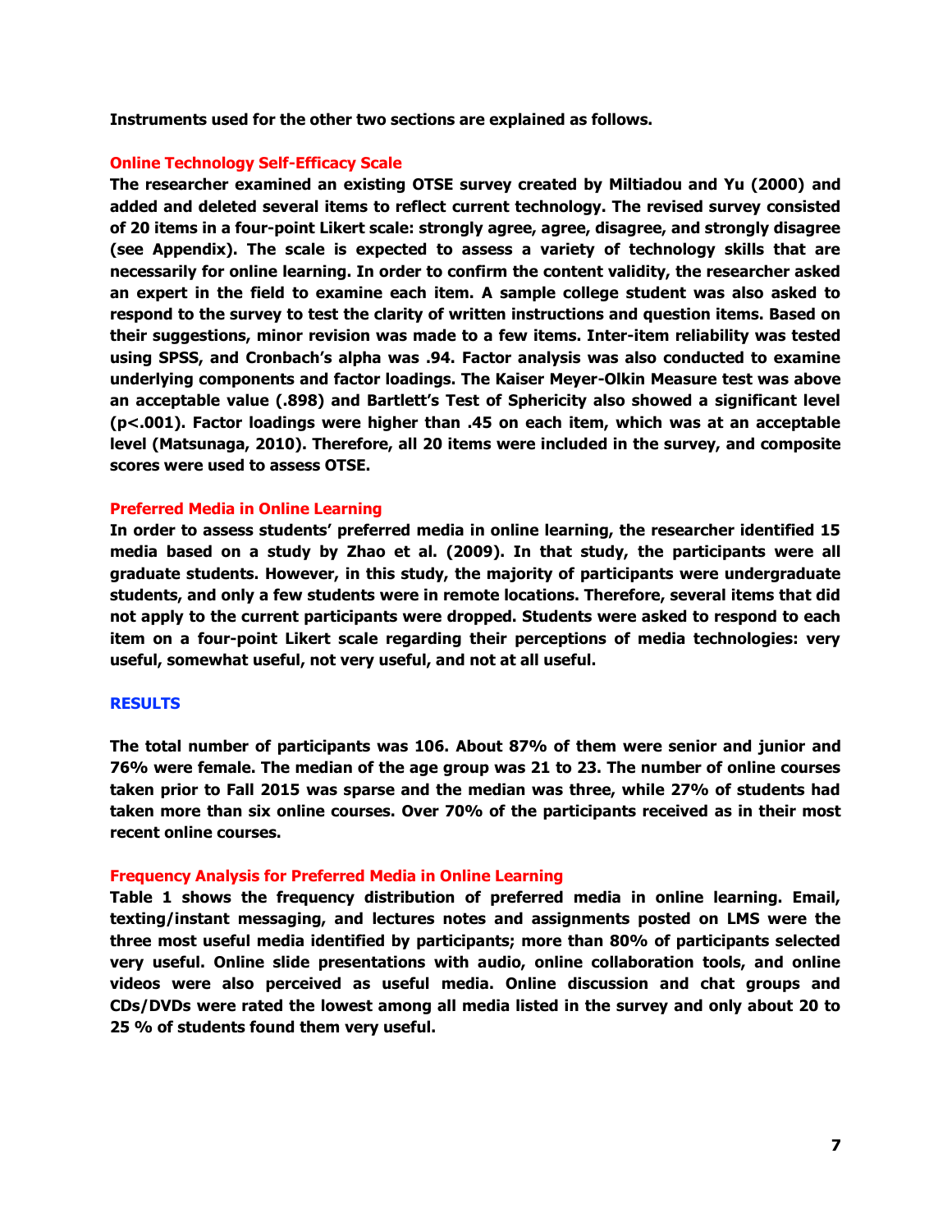**Instruments used for the other two sections are explained as follows.**

### Online Technology Self-Efficacy Scale

**The researcher examined an existing OTSE survey created by Miltiadou and Yu (2000) and added and deleted several items to reflect current technology. The revised survey consisted of 20 items in a four-point Likert scale: strongly agree, agree, disagree, and strongly disagree (see Appendix). The scale is expected to assess a variety of technology skills that are necessarily for online learning. In order to confirm the content validity, the researcher asked an expert in the field to examine each item. A sample college student was also asked to respond to the survey to test the clarity of written instructions and question items. Based on their suggestions, minor revision was made to a few items. Inter-item reliability was tested using SPSS, and Cronbach's alpha was .94. Factor analysis was also conducted to examine underlying components and factor loadings. The Kaiser Meyer-Olkin Measure test was above an acceptable value (.898) and Bartlett's Test of Sphericity also showed a significant level ($p<.001$). Factor loadings were higher than .45 on each item, which was at an acceptable level (Matsunaga, 2010). Therefore, all 20 items were included in the survey, and composite scores were used to assess OTSE.**

### Preferred Media in Online Learning

**In order to assess students' preferred media in online learning, the researcher identified 15 media based on a study by Zhao et al. (2009). In that study, the participants were all graduate students. However, in this study, the majority of participants were undergraduate students, and only a few students were in remote locations. Therefore, several items that did not apply to the current participants were dropped. Students were asked to respond to each item on a four-point Likert scale regarding their perceptions of media technologies: very useful, somewhat useful, not very useful, and not at all useful.**

## RESULTS

**The total number of participants was 106. About 87% of them were senior and junior and 76% were female. The median of the age group was 21 to 23. The number of online courses taken prior to Fall 2015 was sparse and the median was three, while 27% of students had taken more than six online courses. Over 70% of the participants received as in their most recent online courses.**

### Frequency Analysis for Preferred Media in Online Learning

**Table 1 shows the frequency distribution of preferred media in online learning. Email, texting/instant messaging, and lectures notes and assignments posted on LMS were the three most useful media identified by participants; more than 80% of participants selected very useful. Online slide presentations with audio, online collaboration tools, and online videos were also perceived as useful media. Online discussion and chat groups and CDs/DVDs were rated the lowest among all media listed in the survey and only about 20 to 25 % of students found them very useful.**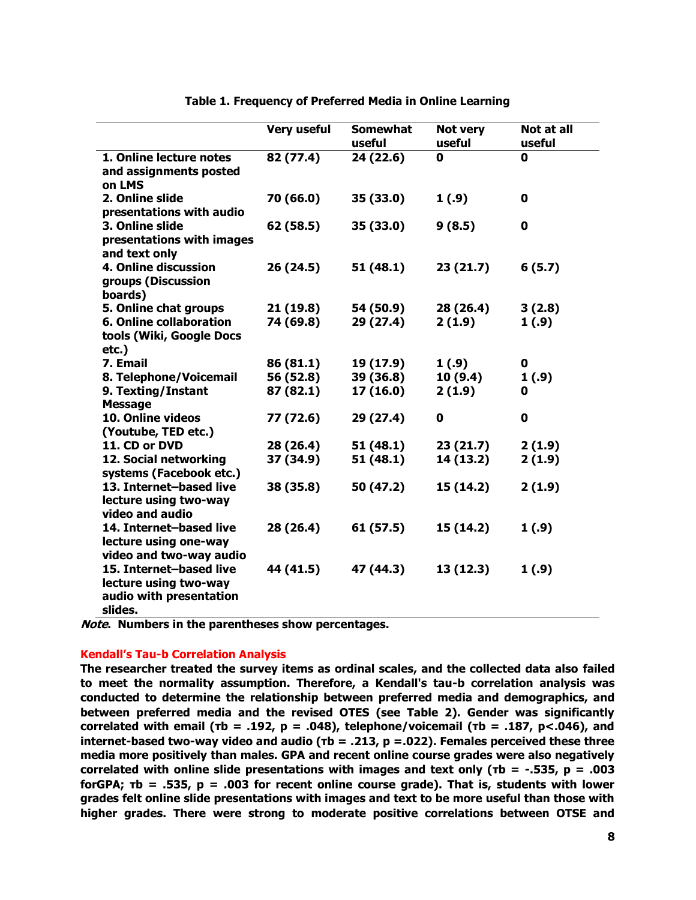**Table 1. Frequency of Preferred Media in Online Learning**

| | Very useful | Somewhat useful | Not very useful | Not at all useful |
|---|---|---|---|---|
| 1. Online lecture notes and assignments posted on LMS | 82 (77.4) | 24 (22.6) | 0 | 0 |
| 2. Online slide presentations with audio | 70 (66.0) | 35 (33.0) | 1 (.9) | 0 |
| 3. Online slide presentations with images and text only | 62 (58.5) | 35 (33.0) | 9 (8.5) | 0 |
| 4. Online discussion groups (Discussion boards) | 26 (24.5) | 51 (48.1) | 23 (21.7) | 6 (5.7) |
| 5. Online chat groups | 21 (19.8) | 54 (50.9) | 28 (26.4) | 3 (2.8) |
| 6. Online collaboration tools (Wiki, Google Docs etc.) | 74 (69.8) | 29 (27.4) | 2 (1.9) | 1 (.9) |
| 7. Email | 86 (81.1) | 19 (17.9) | 1 (.9) | 0 |
| 8. Telephone/Voicemail | 56 (52.8) | 39 (36.8) | 10 (9.4) | 1 (.9) |
| 9. Texting/Instant Message | 87 (82.1) | 17 (16.0) | 2 (1.9) | 0 |
| 10. Online videos (Youtube, TED etc.) | 77 (72.6) | 29 (27.4) | 0 | 0 |
| 11. CD or DVD | 28 (26.4) | 51 (48.1) | 23 (21.7) | 2 (1.9) |
| 12. Social networking systems (Facebook etc.) | 37 (34.9) | 51 (48.1) | 14 (13.2) | 2 (1.9) |
| 13. Internet–based live lecture using two-way video and audio | 38 (35.8) | 50 (47.2) | 15 (14.2) | 2 (1.9) |
| 14. Internet–based live lecture using one-way video and two-way audio | 28 (26.4) | 61 (57.5) | 15 (14.2) | 1 (.9) |
| 15. Internet–based live lecture using two-way audio with presentation slides. | 44 (41.5) | 47 (44.3) | 13 (12.3) | 1 (.9) |

***Note*. Numbers in the parentheses show percentages.**

### Kendall's Tau-b Correlation Analysis

**The researcher treated the survey items as ordinal scales, and the collected data also failed to meet the normality assumption. Therefore, a Kendall's tau-b correlation analysis was conducted to determine the relationship between preferred media and demographics, and between preferred media and the revised OTES (see Table 2). Gender was significantly correlated with email ($\tau b$ = .192, $p$ = .048), telephone/voicemail ($\tau b$ = .187, $p$<.046), and internet-based two-way video and audio ($\tau b$ = .213, $p$ =.022). Females perceived these three media more positively than males. GPA and recent online course grades were also negatively correlated with online slide presentations with images and text only ($\tau b$ = -.535, $p$ = .003 forGPA; $\tau b$ = .535, $p$ = .003 for recent online course grade). That is, students with lower grades felt online slide presentations with images and text to be more useful than those with higher grades. There were strong to moderate positive correlations between OTSE and**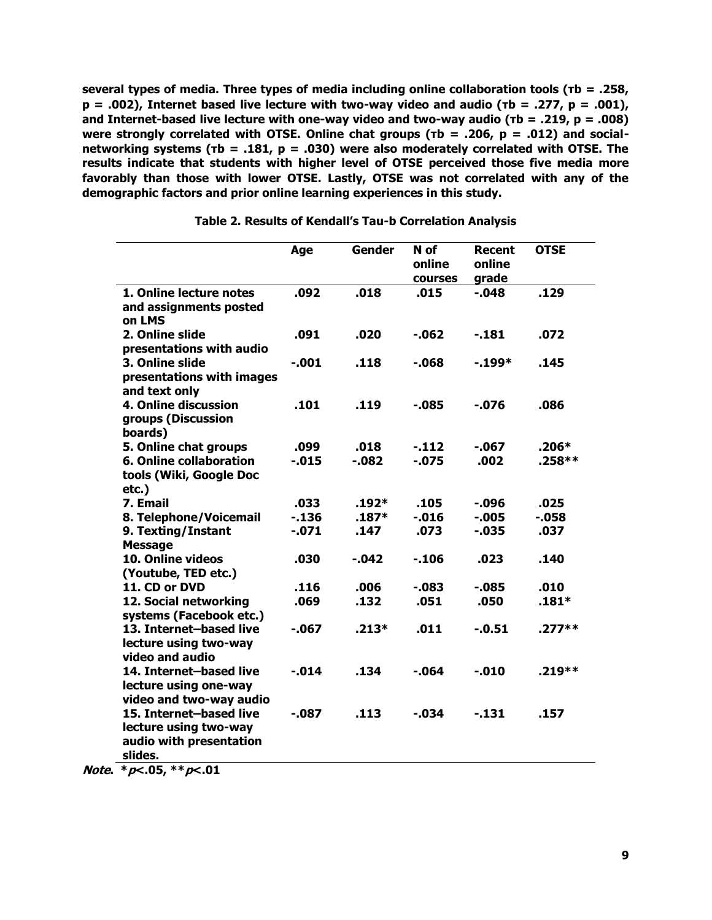**several types of media. Three types of media including online collaboration tools ($\tau b = .258$, $p = .002$), Internet based live lecture with two-way video and audio ($\tau b = .277$, $p = .001$), and Internet-based live lecture with one-way video and two-way audio ($\tau b = .219$, $p = .008$) were strongly correlated with OTSE. Online chat groups ($\tau b = .206$, $p = .012$) and social-networking systems ($\tau b = .181$, $p = .030$) were also moderately correlated with OTSE. The results indicate that students with higher level of OTSE perceived those five media more favorably than those with lower OTSE. Lastly, OTSE was not correlated with any of the demographic factors and prior online learning experiences in this study.**

**Table 2. Results of Kendall's Tau-b Correlation Analysis**

| | Age | Gender | N of online courses | Recent online grade | OTSE |
|---|---|---|---|---|---|
| 1. Online lecture notes and assignments posted on LMS | .092 | .018 | .015 | -.048 | .129 |
| 2. Online slide presentations with audio | .091 | .020 | -.062 | -.181 | .072 |
| 3. Online slide presentations with images and text only | -.001 | .118 | -.068 | -.199* | .145 |
| 4. Online discussion groups (Discussion boards) | .101 | .119 | -.085 | -.076 | .086 |
| 5. Online chat groups | .099 | .018 | -.112 | -.067 | .206* |
| 6. Online collaboration tools (Wiki, Google Doc etc.) | -.015 | -.082 | -.075 | .002 | .258** |
| 7. Email | .033 | .192* | .105 | -.096 | .025 |
| 8. Telephone/Voicemail | -.136 | .187* | -.016 | -.005 | -.058 |
| 9. Texting/Instant Message | -.071 | .147 | .073 | -.035 | .037 |
| 10. Online videos (Youtube, TED etc.) | .030 | -.042 | -.106 | .023 | .140 |
| 11. CD or DVD | .116 | .006 | -.083 | -.085 | .010 |
| 12. Social networking systems (Facebook etc.) | .069 | .132 | .051 | .050 | .181* |
| 13. Internet–based live lecture using two-way video and audio | -.067 | .213* | .011 | -.0.51 | .277** |
| 14. Internet–based live lecture using one-way video and two-way audio | -.014 | .134 | -.064 | -.010 | .219** |
| 15. Internet–based live lecture using two-way audio with presentation slides. | -.087 | .113 | -.034 | -.131 | .157 |

***Note.*** ***p*<.05, ****p*<.01**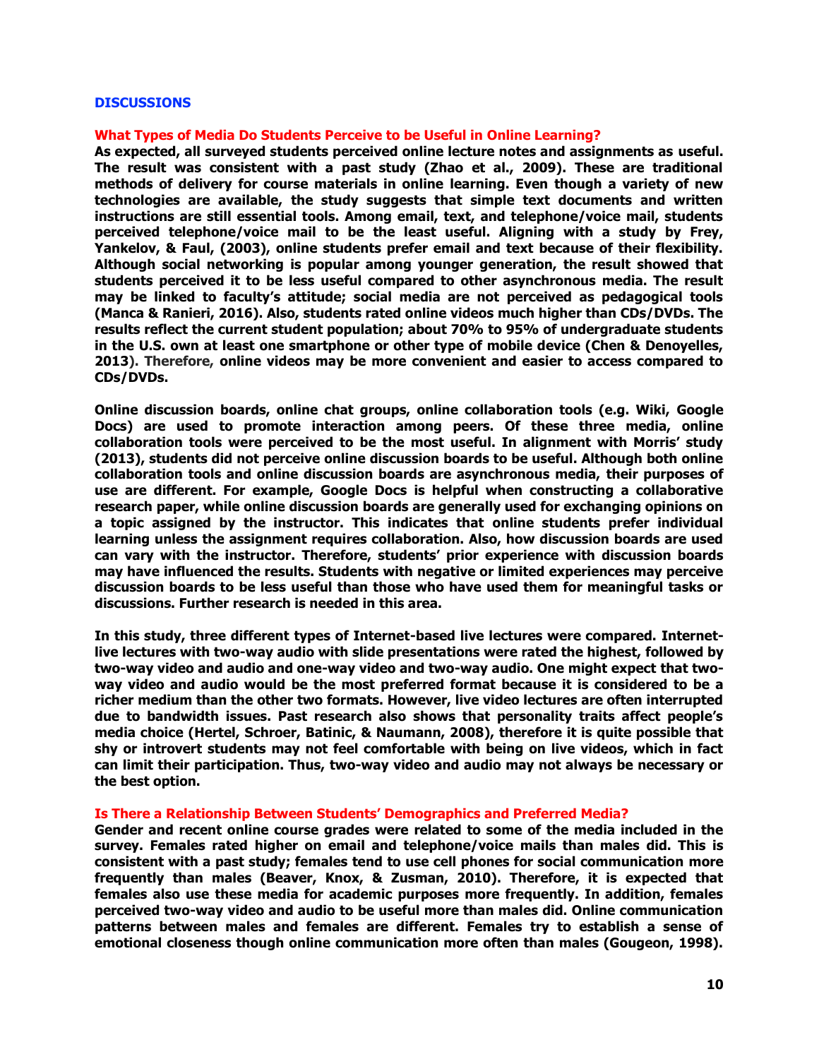## DISCUSSIONS

### What Types of Media Do Students Perceive to be Useful in Online Learning?

**As expected, all surveyed students perceived online lecture notes and assignments as useful. The result was consistent with a past study (Zhao et al., 2009). These are traditional methods of delivery for course materials in online learning. Even though a variety of new technologies are available, the study suggests that simple text documents and written instructions are still essential tools. Among email, text, and telephone/voice mail, students perceived telephone/voice mail to be the least useful. Aligning with a study by Frey, Yankelov, & Faul, (2003), online students prefer email and text because of their flexibility. Although social networking is popular among younger generation, the result showed that students perceived it to be less useful compared to other asynchronous media. The result may be linked to faculty's attitude; social media are not perceived as pedagogical tools (Manca & Ranieri, 2016). Also, students rated online videos much higher than CDs/DVDs. The results reflect the current student population; about 70% to 95% of undergraduate students in the U.S. own at least one smartphone or other type of mobile device (Chen & Denoyelles, 2013).** Therefore, **online videos may be more convenient and easier to access compared to CDs/DVDs.**

**Online discussion boards, online chat groups, online collaboration tools (e.g. Wiki, Google Docs) are used to promote interaction among peers. Of these three media, online collaboration tools were perceived to be the most useful. In alignment with Morris' study (2013), students did not perceive online discussion boards to be useful. Although both online collaboration tools and online discussion boards are asynchronous media, their purposes of use are different. For example, Google Docs is helpful when constructing a collaborative research paper, while online discussion boards are generally used for exchanging opinions on a topic assigned by the instructor. This indicates that online students prefer individual learning unless the assignment requires collaboration. Also, how discussion boards are used can vary with the instructor. Therefore, students' prior experience with discussion boards may have influenced the results. Students with negative or limited experiences may perceive discussion boards to be less useful than those who have used them for meaningful tasks or discussions. Further research is needed in this area.**

**In this study, three different types of Internet-based live lectures were compared. Internet-live lectures with two-way audio with slide presentations were rated the highest, followed by two-way video and audio and one-way video and two-way audio. One might expect that two-way video and audio would be the most preferred format because it is considered to be a richer medium than the other two formats. However, live video lectures are often interrupted due to bandwidth issues. Past research also shows that personality traits affect people's media choice (Hertel, Schroer, Batinic, & Naumann, 2008), therefore it is quite possible that shy or introvert students may not feel comfortable with being on live videos, which in fact can limit their participation. Thus, two-way video and audio may not always be necessary or the best option.**

### Is There a Relationship Between Students' Demographics and Preferred Media?

**Gender and recent online course grades were related to some of the media included in the survey. Females rated higher on email and telephone/voice mails than males did. This is consistent with a past study; females tend to use cell phones for social communication more frequently than males (Beaver, Knox, & Zusman, 2010). Therefore, it is expected that females also use these media for academic purposes more frequently. In addition, females perceived two-way video and audio to be useful more than males did. Online communication patterns between males and females are different. Females try to establish a sense of emotional closeness though online communication more often than males (Gougeon, 1998).**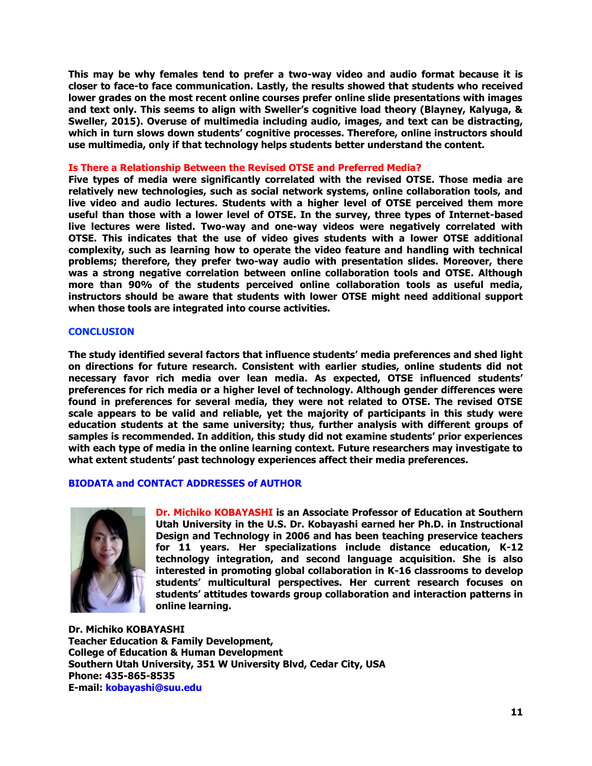**This may be why females tend to prefer a two-way video and audio format because it is closer to face-to face communication. Lastly, the results showed that students who received lower grades on the most recent online courses prefer online slide presentations with images and text only. This seems to align with Sweller's cognitive load theory (Blayney, Kalyuga, & Sweller, 2015). Overuse of multimedia including audio, images, and text can be distracting, which in turn slows down students' cognitive processes. Therefore, online instructors should use multimedia, only if that technology helps students better understand the content.**

### Is There a Relationship Between the Revised OTSE and Preferred Media?

**Five types of media were significantly correlated with the revised OTSE. Those media are relatively new technologies, such as social network systems, online collaboration tools, and live video and audio lectures. Students with a higher level of OTSE perceived them more useful than those with a lower level of OTSE. In the survey, three types of Internet-based live lectures were listed. Two-way and one-way videos were negatively correlated with OTSE. This indicates that the use of video gives students with a lower OTSE additional complexity, such as learning how to operate the video feature and handling with technical problems; therefore, they prefer two-way audio with presentation slides. Moreover, there was a strong negative correlation between online collaboration tools and OTSE. Although more than 90% of the students perceived online collaboration tools as useful media, instructors should be aware that students with lower OTSE might need additional support when those tools are integrated into course activities.**

## CONCLUSION

**The study identified several factors that influence students' media preferences and shed light on directions for future research. Consistent with earlier studies, online students did not necessary favor rich media over lean media. As expected, OTSE influenced students' preferences for rich media or a higher level of technology. Although gender differences were found in preferences for several media, they were not related to OTSE. The revised OTSE scale appears to be valid and reliable, yet the majority of participants in this study were education students at the same university; thus, further analysis with different groups of samples is recommended. In addition, this study did not examine students' prior experiences with each type of media in the online learning context. Future researchers may investigate to what extent students' past technology experiences affect their media preferences.**

## BIODATA and CONTACT ADDRESSES of AUTHOR

**Dr. Michiko KOBAYASHI is an Associate Professor of Education at Southern Utah University in the U.S. Dr. Kobayashi earned her Ph.D. in Instructional Design and Technology in 2006 and has been teaching preservice teachers for 11 years. Her specializations include distance education, K-12 technology integration, and second language acquisition. She is also interested in promoting global collaboration in K-16 classrooms to develop students' multicultural perspectives. Her current research focuses on students' attitudes towards group collaboration and interaction patterns in online learning.**

**Dr. Michiko KOBAYASHI**
**Teacher Education & Family Development,**
**College of Education & Human Development**
**Southern Utah University, 351 W University Blvd, Cedar City, USA**
**Phone: 435-865-8535**
**E-mail: kobayashi@suu.edu**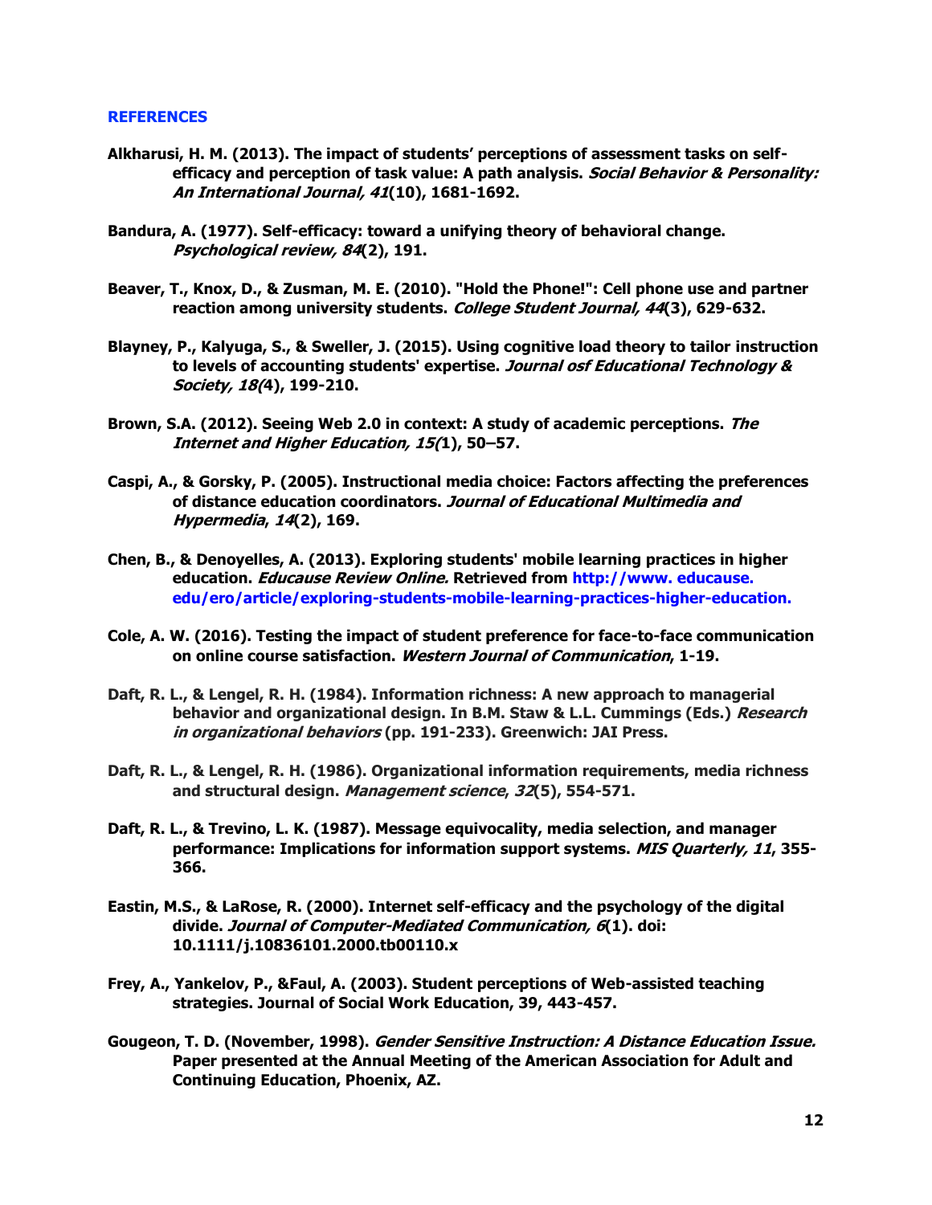## REFERENCES

**Alkharusi, H. M. (2013). The impact of students' perceptions of assessment tasks on self-efficacy and perception of task value: A path analysis. *Social Behavior & Personality: An International Journal, 41*(10), 1681-1692.**

**Bandura, A. (1977). Self-efficacy: toward a unifying theory of behavioral change. *Psychological review, 84*(2), 191.**

**Beaver, T., Knox, D., & Zusman, M. E. (2010). "Hold the Phone!": Cell phone use and partner reaction among university students. *College Student Journal, 44*(3), 629-632.**

**Blayney, P., Kalyuga, S., & Sweller, J. (2015). Using cognitive load theory to tailor instruction to levels of accounting students' expertise. *Journal osf Educational Technology & Society, 18(*4), 199-210.**

**Brown, S.A. (2012). Seeing Web 2.0 in context: A study of academic perceptions. *The Internet and Higher Education, 15(*1), 50–57.**

**Caspi, A., & Gorsky, P. (2005). Instructional media choice: Factors affecting the preferences of distance education coordinators. *Journal of Educational Multimedia and Hypermedia*, *14*(2), 169.**

**Chen, B., & Denoyelles, A. (2013). Exploring students' mobile learning practices in higher education. *Educause Review Online.* Retrieved from http://www. educause. edu/ero/article/exploring-students-mobile-learning-practices-higher-education.**

**Cole, A. W. (2016). Testing the impact of student preference for face-to-face communication on online course satisfaction. *Western Journal of Communication*, 1-19.**

**Daft, R. L., & Lengel, R. H. (1984). Information richness: A new approach to managerial behavior and organizational design. In B.M. Staw & L.L. Cummings (Eds.) *Research in organizational behaviors* (pp. 191-233). Greenwich: JAI Press.**

**Daft, R. L., & Lengel, R. H. (1986). Organizational information requirements, media richness and structural design. *Management science*, *32*(5), 554-571.**

**Daft, R. L., & Trevino, L. K. (1987). Message equivocality, media selection, and manager performance: Implications for information support systems. *MIS Quarterly, 11*, 355-366.**

**Eastin, M.S., & LaRose, R. (2000). Internet self-efficacy and the psychology of the digital divide. *Journal of Computer-Mediated Communication, 6*(1). doi: 10.1111/j.10836101.2000.tb00110.x**

**Frey, A., Yankelov, P., &Faul, A. (2003). Student perceptions of Web-assisted teaching strategies. Journal of Social Work Education, 39, 443-457.**

**Gougeon, T. D. (November, 1998). *Gender Sensitive Instruction: A Distance Education Issue.* Paper presented at the Annual Meeting of the American Association for Adult and Continuing Education, Phoenix, AZ.**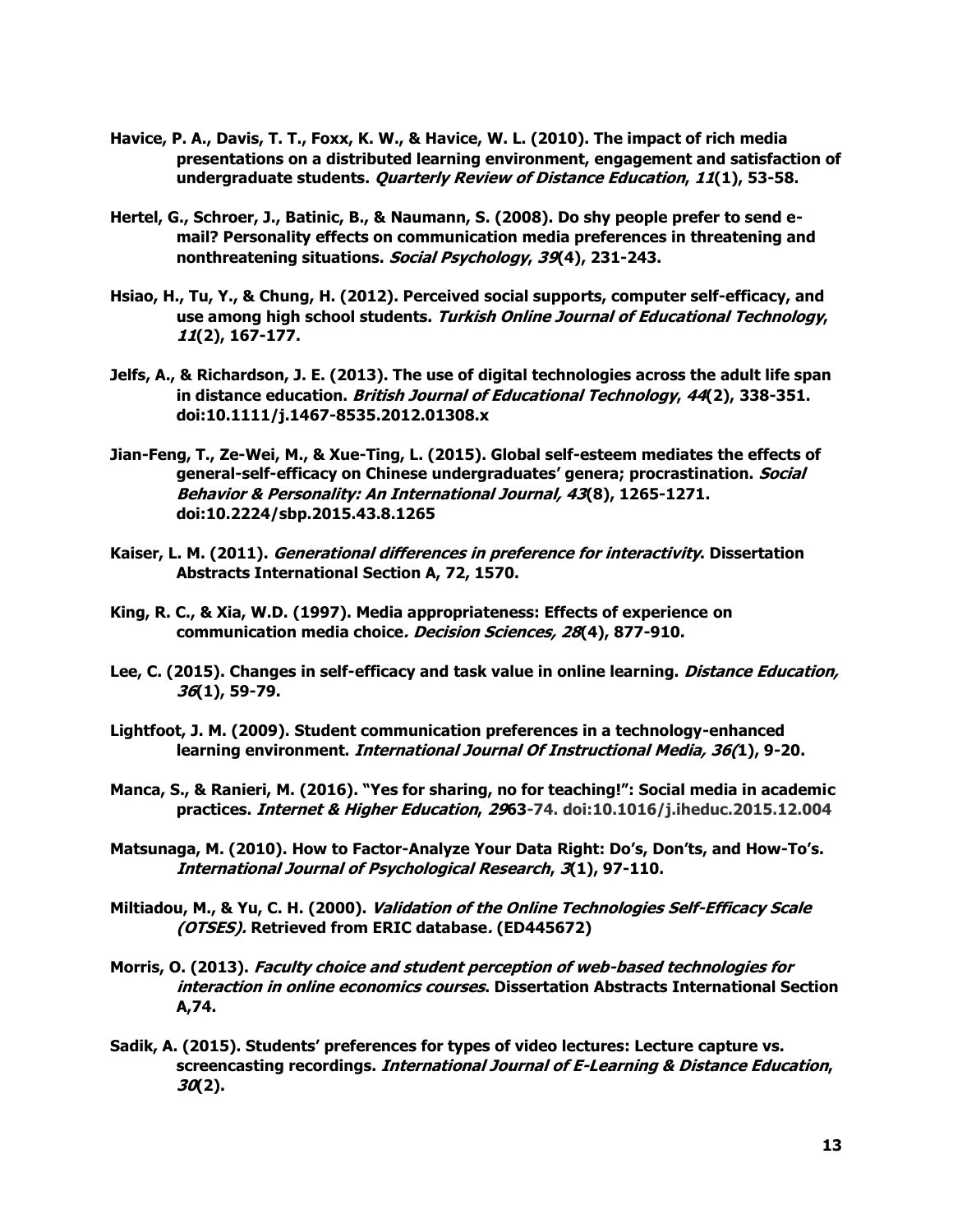**Havice, P. A., Davis, T. T., Foxx, K. W., & Havice, W. L. (2010). The impact of rich media presentations on a distributed learning environment, engagement and satisfaction of undergraduate students. *Quarterly Review of Distance Education*, *11*(1), 53-58.**

**Hertel, G., Schroer, J., Batinic, B., & Naumann, S. (2008). Do shy people prefer to send e-mail? Personality effects on communication media preferences in threatening and nonthreatening situations. *Social Psychology*, *39*(4), 231-243.**

**Hsiao, H., Tu, Y., & Chung, H. (2012). Perceived social supports, computer self-efficacy, and use among high school students. *Turkish Online Journal of Educational Technology*, *11*(2), 167-177.**

**Jelfs, A., & Richardson, J. E. (2013). The use of digital technologies across the adult life span in distance education. *British Journal of Educational Technology*, *44*(2), 338-351. doi:10.1111/j.1467-8535.2012.01308.x**

**Jian-Feng, T., Ze-Wei, M., & Xue-Ting, L. (2015). Global self-esteem mediates the effects of general-self-efficacy on Chinese undergraduates' genera; procrastination. *Social Behavior & Personality: An International Journal, 43*(8), 1265-1271. doi:10.2224/sbp.2015.43.8.1265**

**Kaiser, L. M. (2011). *Generational differences in preference for interactivity*. Dissertation Abstracts International Section A, 72, 1570.**

**King, R. C., & Xia, W.D. (1997). Media appropriateness: Effects of experience on communication media choice*. Decision Sciences, 28*(4), 877-910.**

**Lee, C. (2015). Changes in self-efficacy and task value in online learning. *Distance Education, 36*(1), 59-79.**

**Lightfoot, J. M. (2009). Student communication preferences in a technology-enhanced learning environment. *International Journal Of Instructional Media, 36(*1), 9-20.**

**Manca, S., & Ranieri, M. (2016). "Yes for sharing, no for teaching!": Social media in academic practices. *Internet & Higher Education*, *29*63-74. doi:10.1016/j.iheduc.2015.12.004**

**Matsunaga, M. (2010). How to Factor-Analyze Your Data Right: Do's, Don'ts, and How-To's. *International Journal of Psychological Research*, *3*(1), 97-110.**

**Miltiadou, M., & Yu, C. H. (2000). *Validation of the Online Technologies Self-Efficacy Scale (OTSES).* Retrieved from ERIC database*.* (ED445672)**

**Morris, O. (2013). *Faculty choice and student perception of web-based technologies for interaction in online economics courses*. Dissertation Abstracts International Section A,74.**

**Sadik, A. (2015). Students' preferences for types of video lectures: Lecture capture vs. screencasting recordings. *International Journal of E-Learning & Distance Education*, *30*(2).**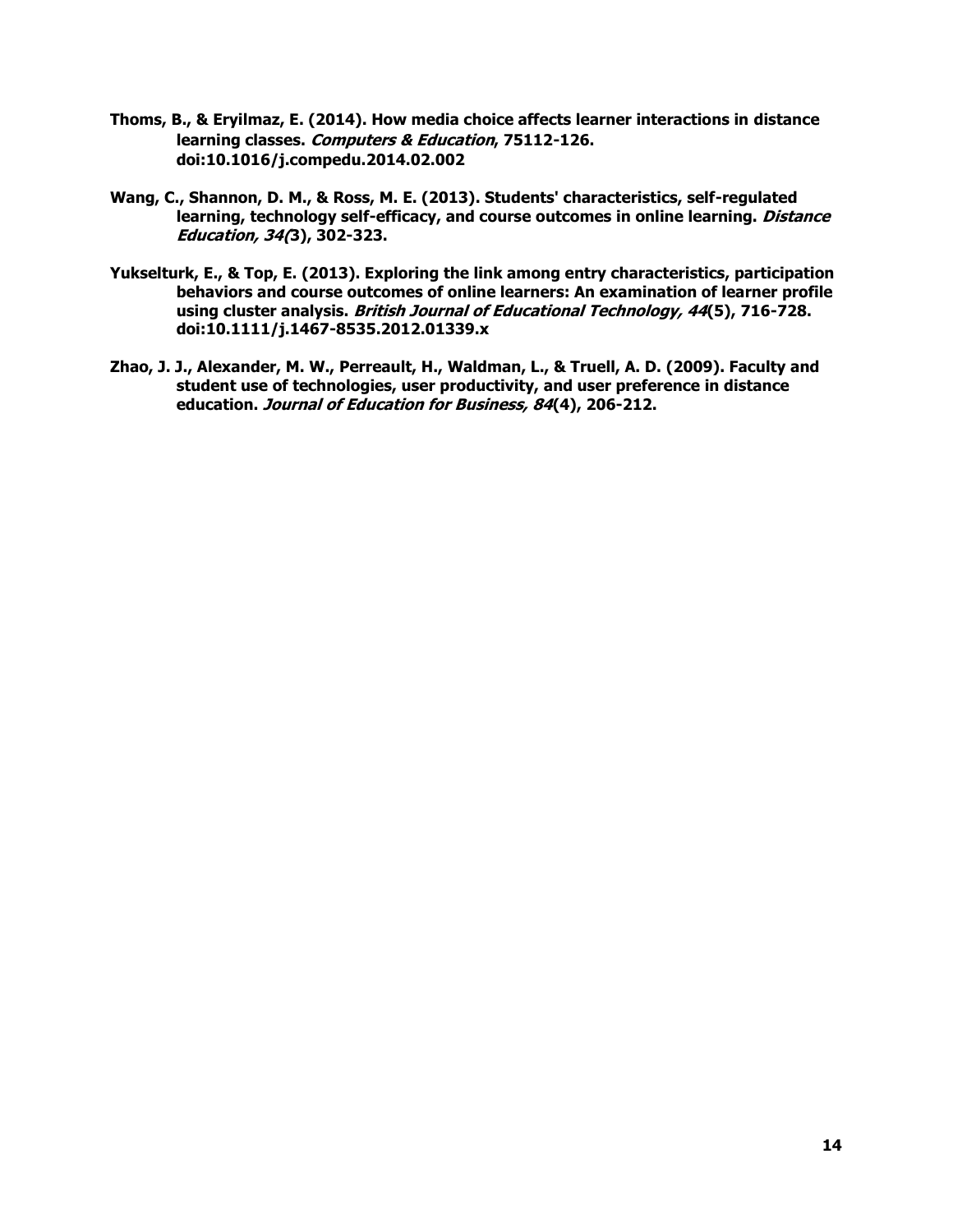**Thoms, B., & Eryilmaz, E. (2014). How media choice affects learner interactions in distance learning classes. *Computers & Education*, 75112-126. doi:10.1016/j.compedu.2014.02.002**

**Wang, C., Shannon, D. M., & Ross, M. E. (2013). Students' characteristics, self-regulated learning, technology self-efficacy, and course outcomes in online learning. *Distance Education, 34(*3), 302-323.**

**Yukselturk, E., & Top, E. (2013). Exploring the link among entry characteristics, participation behaviors and course outcomes of online learners: An examination of learner profile using cluster analysis. *British Journal of Educational Technology, 44*(5), 716-728. doi:10.1111/j.1467-8535.2012.01339.x**

**Zhao, J. J., Alexander, M. W., Perreault, H., Waldman, L., & Truell, A. D. (2009). Faculty and student use of technologies, user productivity, and user preference in distance education. *Journal of Education for Business, 84*(4), 206-212.**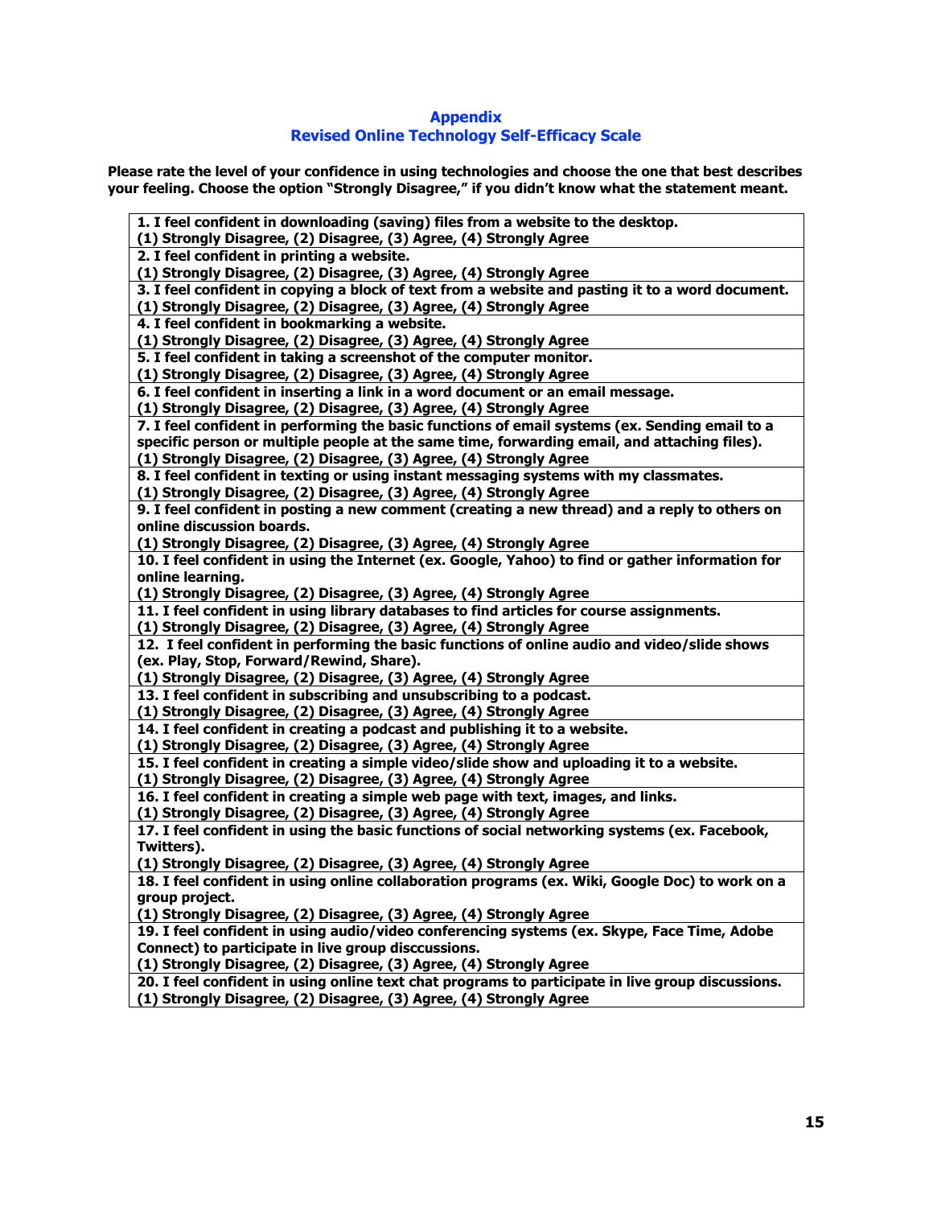# Appendix

## Revised Online Technology Self-Efficacy Scale

**Please rate the level of your confidence in using technologies and choose the one that best describes your feeling. Choose the option "Strongly Disagree," if you didn't know what the statement meant.**

| |
|---|
| **1. I feel confident in downloading (saving) files from a website to the desktop.**<br>**(1) Strongly Disagree, (2) Disagree, (3) Agree, (4) Strongly Agree** |
| **2. I feel confident in printing a website.**<br>**(1) Strongly Disagree, (2) Disagree, (3) Agree, (4) Strongly Agree** |
| **3. I feel confident in copying a block of text from a website and pasting it to a word document.**<br>**(1) Strongly Disagree, (2) Disagree, (3) Agree, (4) Strongly Agree** |
| **4. I feel confident in bookmarking a website.**<br>**(1) Strongly Disagree, (2) Disagree, (3) Agree, (4) Strongly Agree** |
| **5. I feel confident in taking a screenshot of the computer monitor.**<br>**(1) Strongly Disagree, (2) Disagree, (3) Agree, (4) Strongly Agree** |
| **6. I feel confident in inserting a link in a word document or an email message.**<br>**(1) Strongly Disagree, (2) Disagree, (3) Agree, (4) Strongly Agree** |
| **7. I feel confident in performing the basic functions of email systems (ex. Sending email to a specific person or multiple people at the same time, forwarding email, and attaching files).**<br>**(1) Strongly Disagree, (2) Disagree, (3) Agree, (4) Strongly Agree** |
| **8. I feel confident in texting or using instant messaging systems with my classmates.**<br>**(1) Strongly Disagree, (2) Disagree, (3) Agree, (4) Strongly Agree** |
| **9. I feel confident in posting a new comment (creating a new thread) and a reply to others on online discussion boards.**<br>**(1) Strongly Disagree, (2) Disagree, (3) Agree, (4) Strongly Agree** |
| **10. I feel confident in using the Internet (ex. Google, Yahoo) to find or gather information for online learning.**<br>**(1) Strongly Disagree, (2) Disagree, (3) Agree, (4) Strongly Agree** |
| **11. I feel confident in using library databases to find articles for course assignments.**<br>**(1) Strongly Disagree, (2) Disagree, (3) Agree, (4) Strongly Agree** |
| **12. I feel confident in performing the basic functions of online audio and video/slide shows (ex. Play, Stop, Forward/Rewind, Share).**<br>**(1) Strongly Disagree, (2) Disagree, (3) Agree, (4) Strongly Agree** |
| **13. I feel confident in subscribing and unsubscribing to a podcast.**<br>**(1) Strongly Disagree, (2) Disagree, (3) Agree, (4) Strongly Agree** |
| **14. I feel confident in creating a podcast and publishing it to a website.**<br>**(1) Strongly Disagree, (2) Disagree, (3) Agree, (4) Strongly Agree** |
| **15. I feel confident in creating a simple video/slide show and uploading it to a website.**<br>**(1) Strongly Disagree, (2) Disagree, (3) Agree, (4) Strongly Agree** |
| **16. I feel confident in creating a simple web page with text, images, and links.**<br>**(1) Strongly Disagree, (2) Disagree, (3) Agree, (4) Strongly Agree** |
| **17. I feel confident in using the basic functions of social networking systems (ex. Facebook, Twitters).**<br>**(1) Strongly Disagree, (2) Disagree, (3) Agree, (4) Strongly Agree** |
| **18. I feel confident in using online collaboration programs (ex. Wiki, Google Doc) to work on a group project.**<br>**(1) Strongly Disagree, (2) Disagree, (3) Agree, (4) Strongly Agree** |
| **19. I feel confident in using audio/video conferencing systems (ex. Skype, Face Time, Adobe Connect) to participate in live group disccussions.**<br>**(1) Strongly Disagree, (2) Disagree, (3) Agree, (4) Strongly Agree** |
| **20. I feel confident in using online text chat programs to participate in live group discussions.**<br>**(1) Strongly Disagree, (2) Disagree, (3) Agree, (4) Strongly Agree** |